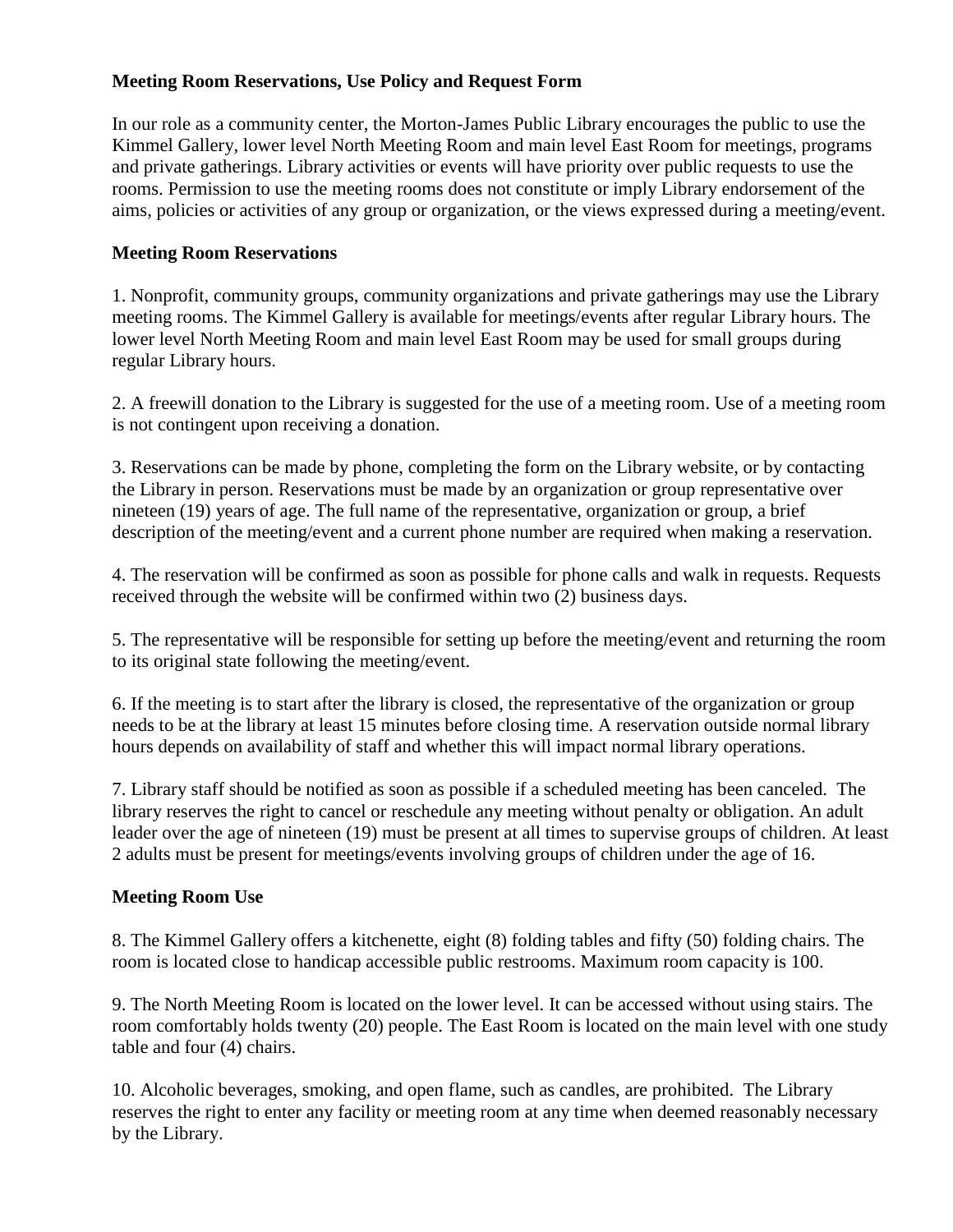**Meeting Room Reservations, Use Policy and Request Form**

In our role as a community center, the Morton-James Public Library encourages the public to use the Kimmel Gallery, lower level North Meeting Room and main level East Room for meetings, programs and private gatherings. Library activities or events will have priority over public requests to use the rooms. Permission to use the meeting rooms does not constitute or imply Library endorsement of the aims, policies or activities of any group or organization, or the views expressed during a meeting/event.

**Meeting Room Reservations**

1. Nonprofit, community groups, community organizations and private gatherings may use the Library meeting rooms. The Kimmel Gallery is available for meetings/events after regular Library hours. The lower level North Meeting Room and main level East Room may be used for small groups during regular Library hours.

2. A freewill donation to the Library is suggested for the use of a meeting room. Use of a meeting room is not contingent upon receiving a donation.

3. Reservations can be made by phone, completing the form on the Library website, or by contacting the Library in person. Reservations must be made by an organization or group representative over nineteen (19) years of age. The full name of the representative, organization or group, a brief description of the meeting/event and a current phone number are required when making a reservation.

4. The reservation will be confirmed as soon as possible for phone calls and walk in requests. Requests received through the website will be confirmed within two (2) business days.

5. The representative will be responsible for setting up before the meeting/event and returning the room to its original state following the meeting/event.

6. If the meeting is to start after the library is closed, the representative of the organization or group needs to be at the library at least 15 minutes before closing time. A reservation outside normal library hours depends on availability of staff and whether this will impact normal library operations.

7. Library staff should be notified as soon as possible if a scheduled meeting has been canceled. The library reserves the right to cancel or reschedule any meeting without penalty or obligation. An adult leader over the age of nineteen (19) must be present at all times to supervise groups of children. At least 2 adults must be present for meetings/events involving groups of children under the age of 16.

**Meeting Room Use**

8. The Kimmel Gallery offers a kitchenette, eight (8) folding tables and fifty (50) folding chairs. The room is located close to handicap accessible public restrooms. Maximum room capacity is 100.

9. The North Meeting Room is located on the lower level. It can be accessed without using stairs. The room comfortably holds twenty (20) people. The East Room is located on the main level with one study table and four (4) chairs.

10. Alcoholic beverages, smoking, and open flame, such as candles, are prohibited. The Library reserves the right to enter any facility or meeting room at any time when deemed reasonably necessary by the Library.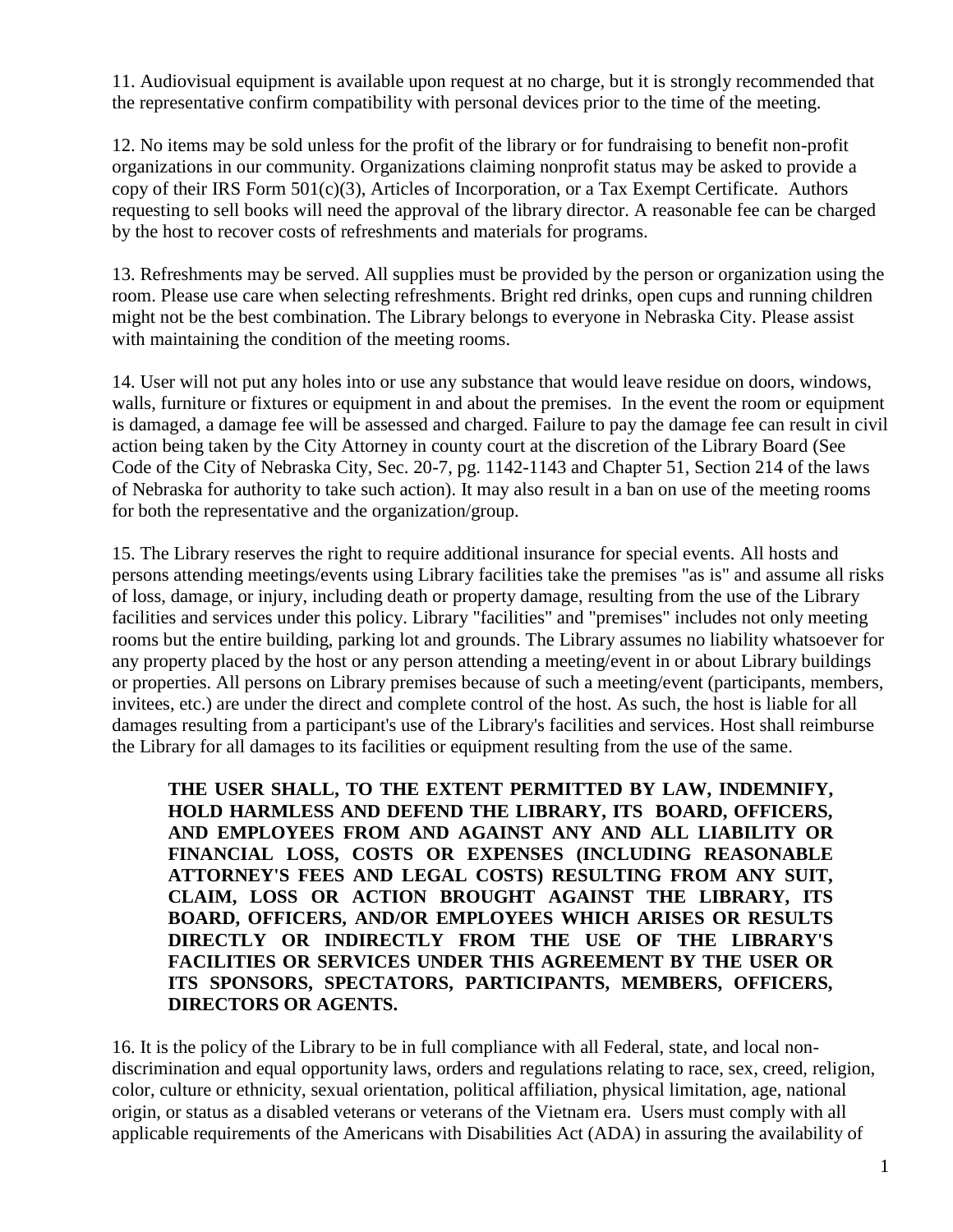11. Audiovisual equipment is available upon request at no charge, but it is strongly recommended that the representative confirm compatibility with personal devices prior to the time of the meeting.

12. No items may be sold unless for the profit of the library or for fundraising to benefit non-profit organizations in our community. Organizations claiming nonprofit status may be asked to provide a copy of their IRS Form 501(c)(3), Articles of Incorporation, or a Tax Exempt Certificate. Authors requesting to sell books will need the approval of the library director. A reasonable fee can be charged by the host to recover costs of refreshments and materials for programs.

13. Refreshments may be served. All supplies must be provided by the person or organization using the room. Please use care when selecting refreshments. Bright red drinks, open cups and running children might not be the best combination. The Library belongs to everyone in Nebraska City. Please assist with maintaining the condition of the meeting rooms.

14. User will not put any holes into or use any substance that would leave residue on doors, windows, walls, furniture or fixtures or equipment in and about the premises. In the event the room or equipment is damaged, a damage fee will be assessed and charged. Failure to pay the damage fee can result in civil action being taken by the City Attorney in county court at the discretion of the Library Board (See Code of the City of Nebraska City, Sec. 20-7, pg. 1142-1143 and Chapter 51, Section 214 of the laws of Nebraska for authority to take such action). It may also result in a ban on use of the meeting rooms for both the representative and the organization/group.

15. The Library reserves the right to require additional insurance for special events. All hosts and persons attending meetings/events using Library facilities take the premises "as is" and assume all risks of loss, damage, or injury, including death or property damage, resulting from the use of the Library facilities and services under this policy. Library "facilities" and "premises" includes not only meeting rooms but the entire building, parking lot and grounds. The Library assumes no liability whatsoever for any property placed by the host or any person attending a meeting/event in or about Library buildings or properties. All persons on Library premises because of such a meeting/event (participants, members, invitees, etc.) are under the direct and complete control of the host. As such, the host is liable for all damages resulting from a participant's use of the Library's facilities and services. Host shall reimburse the Library for all damages to its facilities or equipment resulting from the use of the same.

> **THE USER SHALL, TO THE EXTENT PERMITTED BY LAW, INDEMNIFY, HOLD HARMLESS AND DEFEND THE LIBRARY, ITS BOARD, OFFICERS, AND EMPLOYEES FROM AND AGAINST ANY AND ALL LIABILITY OR FINANCIAL LOSS, COSTS OR EXPENSES (INCLUDING REASONABLE ATTORNEY'S FEES AND LEGAL COSTS) RESULTING FROM ANY SUIT, CLAIM, LOSS OR ACTION BROUGHT AGAINST THE LIBRARY, ITS BOARD, OFFICERS, AND/OR EMPLOYEES WHICH ARISES OR RESULTS DIRECTLY OR INDIRECTLY FROM THE USE OF THE LIBRARY'S FACILITIES OR SERVICES UNDER THIS AGREEMENT BY THE USER OR ITS SPONSORS, SPECTATORS, PARTICIPANTS, MEMBERS, OFFICERS, DIRECTORS OR AGENTS.**

16. It is the policy of the Library to be in full compliance with all Federal, state, and local non-discrimination and equal opportunity laws, orders and regulations relating to race, sex, creed, religion, color, culture or ethnicity, sexual orientation, political affiliation, physical limitation, age, national origin, or status as a disabled veterans or veterans of the Vietnam era. Users must comply with all applicable requirements of the Americans with Disabilities Act (ADA) in assuring the availability of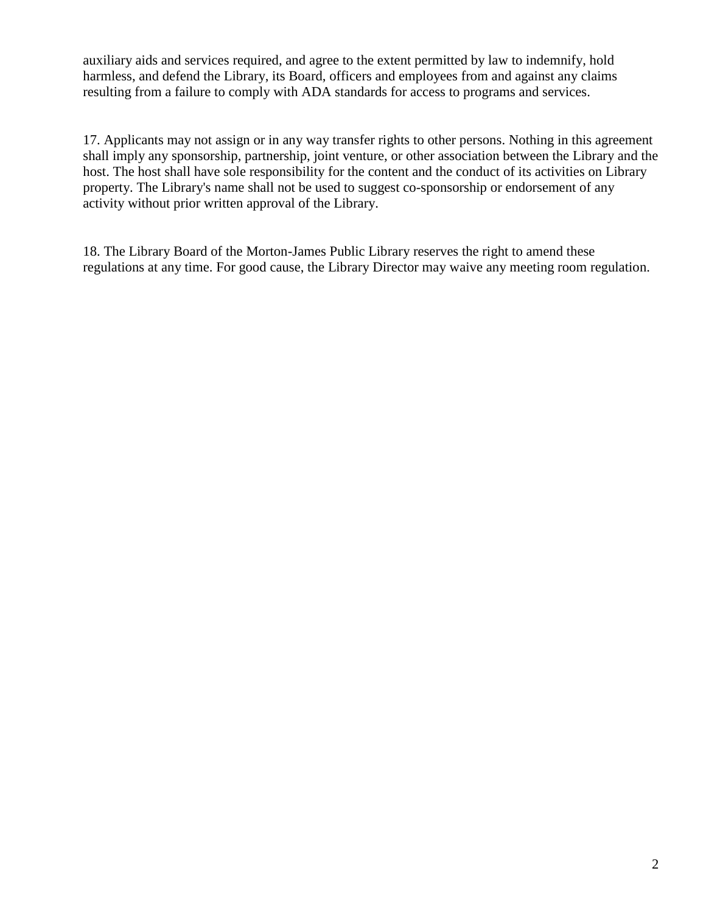auxiliary aids and services required, and agree to the extent permitted by law to indemnify, hold harmless, and defend the Library, its Board, officers and employees from and against any claims resulting from a failure to comply with ADA standards for access to programs and services.

17. Applicants may not assign or in any way transfer rights to other persons. Nothing in this agreement shall imply any sponsorship, partnership, joint venture, or other association between the Library and the host. The host shall have sole responsibility for the content and the conduct of its activities on Library property. The Library's name shall not be used to suggest co-sponsorship or endorsement of any activity without prior written approval of the Library.

18. The Library Board of the Morton-James Public Library reserves the right to amend these regulations at any time. For good cause, the Library Director may waive any meeting room regulation.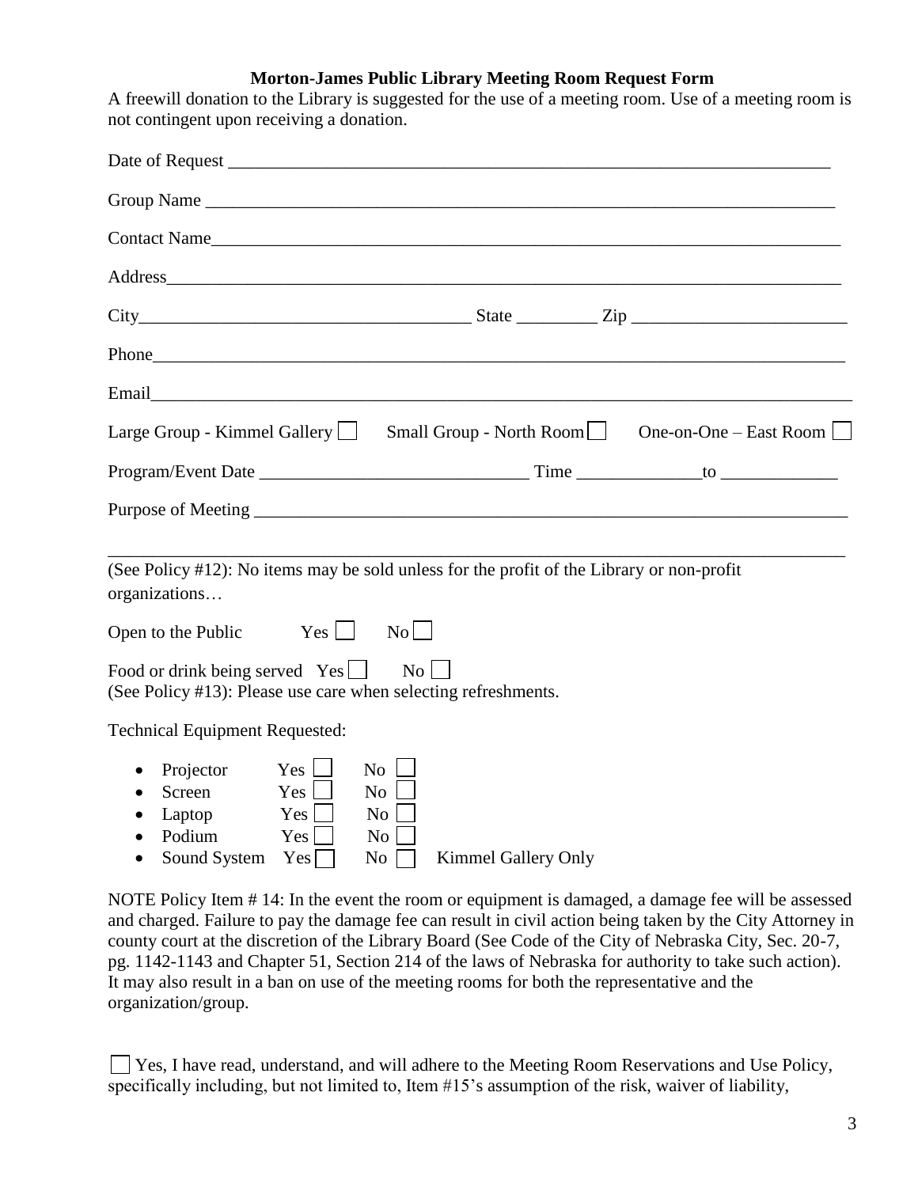**Morton-James Public Library Meeting Room Request Form**

A freewill donation to the Library is suggested for the use of a meeting room. Use of a meeting room is not contingent upon receiving a donation.

Date of Request ______________________________________________________________________

Group Name ________________________________________________________________________

Contact Name_______________________________________________________________________

Address____________________________________________________________________________

City____________________________________ State _________ Zip ________________________

Phone______________________________________________________________________________

Email______________________________________________________________________________

Large Group - Kimmel Gallery ☐ Small Group - North Room ☐ One-on-One – East Room ☐

Program/Event Date _____________________________ Time ______________to _____________

Purpose of Meeting _____________________________________________________________________

_____________________________________________________________________________________

(See Policy #12): No items may be sold unless for the profit of the Library or non-profit organizations…

Open to the Public Yes ☐ No ☐

Food or drink being served Yes ☐ No ☐
(See Policy #13): Please use care when selecting refreshments.

Technical Equipment Requested:

- Projector Yes ☐ No ☐
- Screen Yes ☐ No ☐
- Laptop Yes ☐ No ☐
- Podium Yes ☐ No ☐
- Sound System Yes ☐ No ☐ Kimmel Gallery Only

NOTE Policy Item # 14: In the event the room or equipment is damaged, a damage fee will be assessed and charged. Failure to pay the damage fee can result in civil action being taken by the City Attorney in county court at the discretion of the Library Board (See Code of the City of Nebraska City, Sec. 20-7, pg. 1142-1143 and Chapter 51, Section 214 of the laws of Nebraska for authority to take such action). It may also result in a ban on use of the meeting rooms for both the representative and the organization/group.

☐ Yes, I have read, understand, and will adhere to the Meeting Room Reservations and Use Policy, specifically including, but not limited to, Item #15's assumption of the risk, waiver of liability,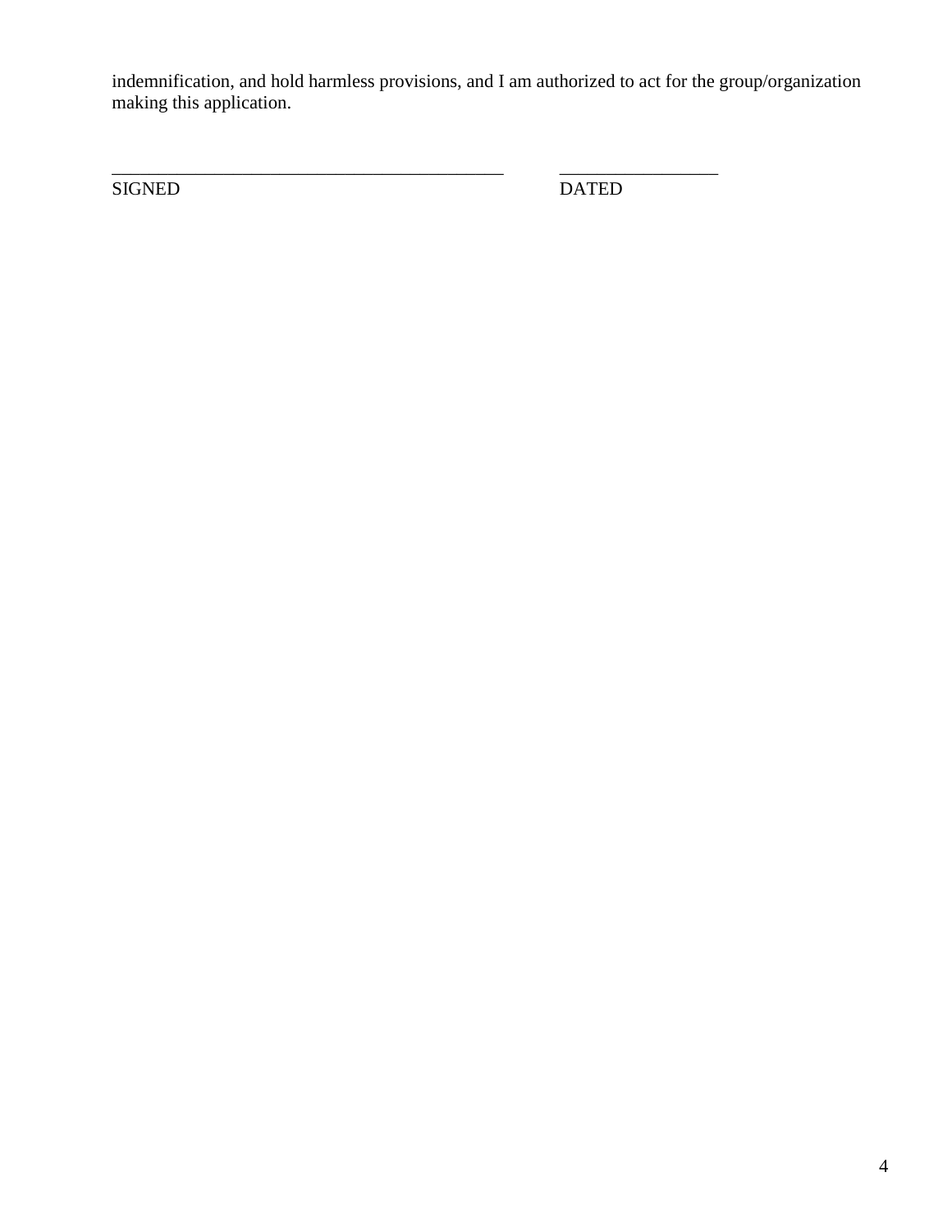indemnification, and hold harmless provisions, and I am authorized to act for the group/organization making this application.

\_\_\_\_\_\_\_\_\_\_\_\_\_\_\_\_\_\_\_\_\_\_\_\_\_\_\_\_\_\_\_\_\_\_\_\_\_\_\_\_\_\_\_\_ \_\_\_\_\_\_\_\_\_\_\_\_\_\_\_\_\_\_

SIGNED DATED